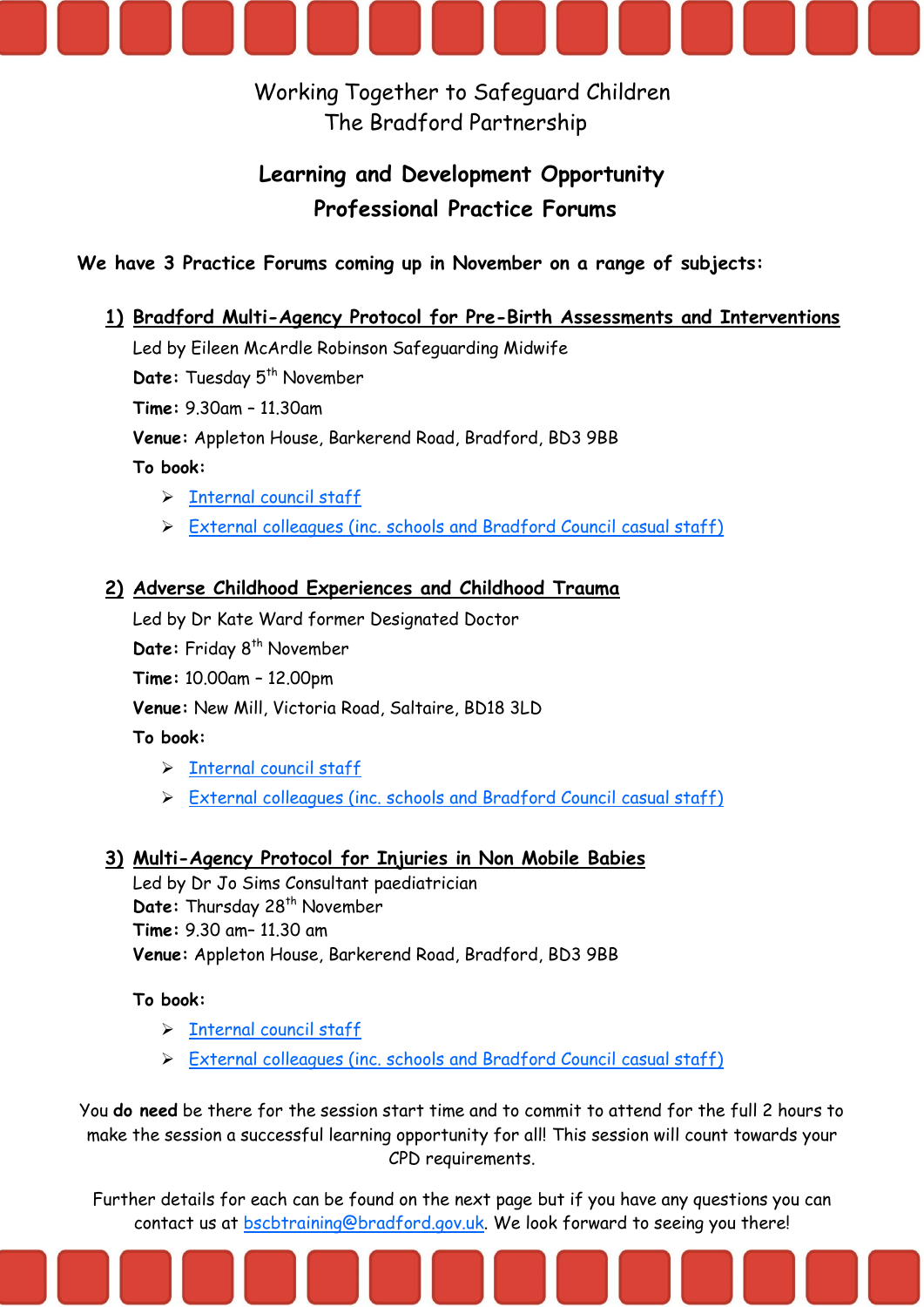Working Together to Safeguard Children
The Bradford Partnership

## Learning and Development Opportunity
## Professional Practice Forums

**We have 3 Practice Forums coming up in November on a range of subjects:**

### 1) Bradford Multi-Agency Protocol for Pre-Birth Assessments and Interventions

Led by Eileen McArdle Robinson Safeguarding Midwife

**Date:** Tuesday 5th November

**Time:** 9.30am – 11.30am

**Venue:** Appleton House, Barkerend Road, Bradford, BD3 9BB

**To book:**

- Internal council staff
- External colleagues (inc. schools and Bradford Council casual staff)

### 2) Adverse Childhood Experiences and Childhood Trauma

Led by Dr Kate Ward former Designated Doctor

**Date:** Friday 8th November

**Time:** 10.00am – 12.00pm

**Venue:** New Mill, Victoria Road, Saltaire, BD18 3LD

**To book:**

- Internal council staff
- External colleagues (inc. schools and Bradford Council casual staff)

### 3) Multi-Agency Protocol for Injuries in Non Mobile Babies

Led by Dr Jo Sims Consultant paediatrician

**Date:** Thursday 28th November

**Time:** 9.30 am– 11.30 am

**Venue:** Appleton House, Barkerend Road, Bradford, BD3 9BB

**To book:**

- Internal council staff
- External colleagues (inc. schools and Bradford Council casual staff)

You **do need** be there for the session start time and to commit to attend for the full 2 hours to make the session a successful learning opportunity for all! This session will count towards your CPD requirements.

Further details for each can be found on the next page but if you have any questions you can contact us at bscbtraining@bradford.gov.uk. We look forward to seeing you there!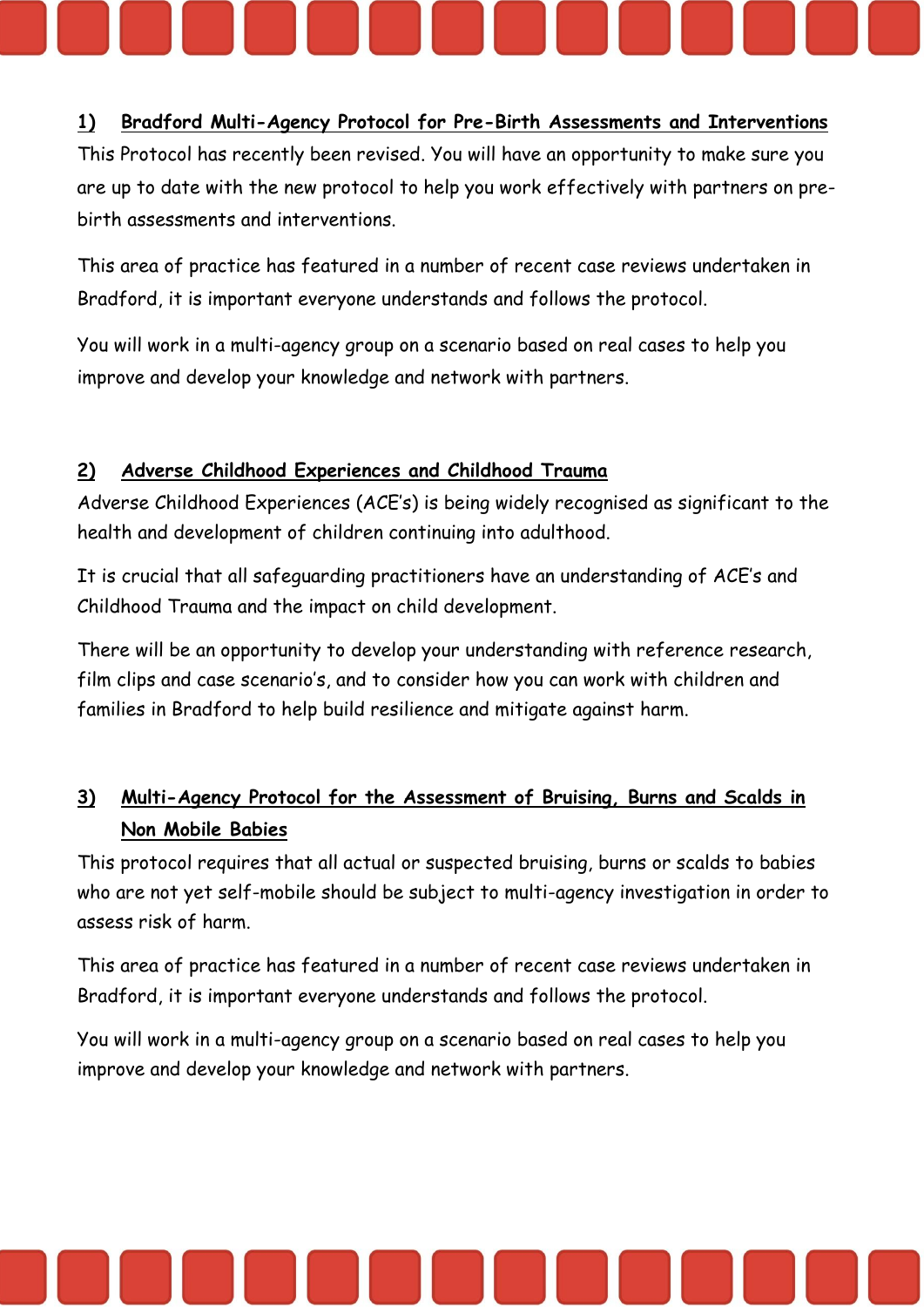## 1) Bradford Multi-Agency Protocol for Pre-Birth Assessments and Interventions

This Protocol has recently been revised. You will have an opportunity to make sure you are up to date with the new protocol to help you work effectively with partners on pre-birth assessments and interventions.

This area of practice has featured in a number of recent case reviews undertaken in Bradford, it is important everyone understands and follows the protocol.

You will work in a multi-agency group on a scenario based on real cases to help you improve and develop your knowledge and network with partners.

## 2) Adverse Childhood Experiences and Childhood Trauma

Adverse Childhood Experiences (ACE's) is being widely recognised as significant to the health and development of children continuing into adulthood.

It is crucial that all safeguarding practitioners have an understanding of ACE's and Childhood Trauma and the impact on child development.

There will be an opportunity to develop your understanding with reference research, film clips and case scenario's, and to consider how you can work with children and families in Bradford to help build resilience and mitigate against harm.

## 3) Multi-Agency Protocol for the Assessment of Bruising, Burns and Scalds in Non Mobile Babies

This protocol requires that all actual or suspected bruising, burns or scalds to babies who are not yet self-mobile should be subject to multi-agency investigation in order to assess risk of harm.

This area of practice has featured in a number of recent case reviews undertaken in Bradford, it is important everyone understands and follows the protocol.

You will work in a multi-agency group on a scenario based on real cases to help you improve and develop your knowledge and network with partners.